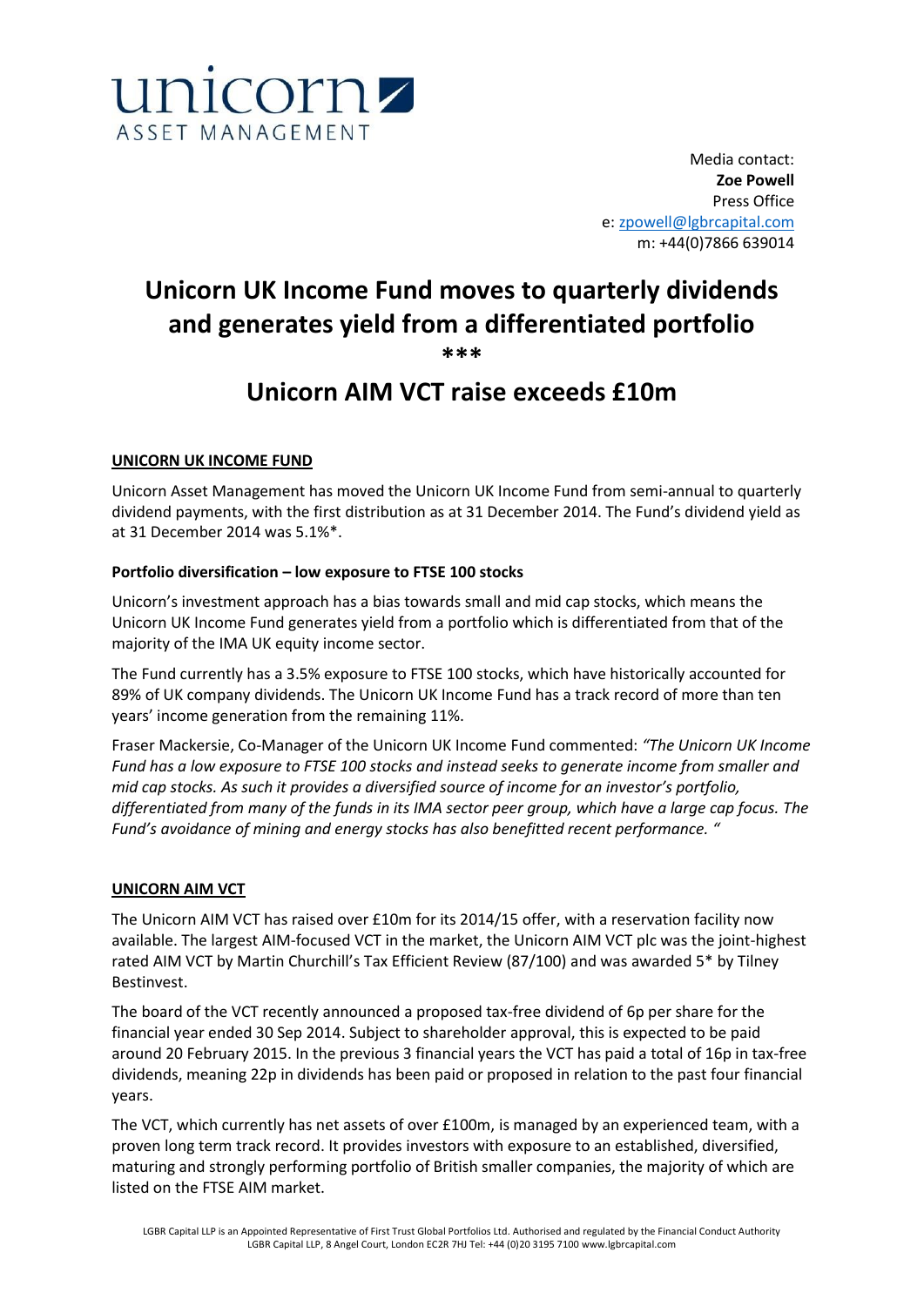unicorn
ASSET MANAGEMENT

Media contact:
**Zoe Powell**
Press Office
e: zpowell@lgbrcapital.com
m: +44(0)7866 639014

# Unicorn UK Income Fund moves to quarterly dividends and generates yield from a differentiated portfolio

**\*\*\***

# Unicorn AIM VCT raise exceeds £10m

## UNICORN UK INCOME FUND

Unicorn Asset Management has moved the Unicorn UK Income Fund from semi-annual to quarterly dividend payments, with the first distribution as at 31 December 2014. The Fund's dividend yield as at 31 December 2014 was 5.1%*.

### Portfolio diversification – low exposure to FTSE 100 stocks

Unicorn's investment approach has a bias towards small and mid cap stocks, which means the Unicorn UK Income Fund generates yield from a portfolio which is differentiated from that of the majority of the IMA UK equity income sector.

The Fund currently has a 3.5% exposure to FTSE 100 stocks, which have historically accounted for 89% of UK company dividends. The Unicorn UK Income Fund has a track record of more than ten years' income generation from the remaining 11%.

Fraser Mackersie, Co-Manager of the Unicorn UK Income Fund commented: *"The Unicorn UK Income Fund has a low exposure to FTSE 100 stocks and instead seeks to generate income from smaller and mid cap stocks. As such it provides a diversified source of income for an investor's portfolio, differentiated from many of the funds in its IMA sector peer group, which have a large cap focus. The Fund's avoidance of mining and energy stocks has also benefitted recent performance. "*

## UNICORN AIM VCT

The Unicorn AIM VCT has raised over £10m for its 2014/15 offer, with a reservation facility now available. The largest AIM-focused VCT in the market, the Unicorn AIM VCT plc was the joint-highest rated AIM VCT by Martin Churchill's Tax Efficient Review (87/100) and was awarded 5* by Tilney Bestinvest.

The board of the VCT recently announced a proposed tax-free dividend of 6p per share for the financial year ended 30 Sep 2014. Subject to shareholder approval, this is expected to be paid around 20 February 2015. In the previous 3 financial years the VCT has paid a total of 16p in tax-free dividends, meaning 22p in dividends has been paid or proposed in relation to the past four financial years.

The VCT, which currently has net assets of over £100m, is managed by an experienced team, with a proven long term track record. It provides investors with exposure to an established, diversified, maturing and strongly performing portfolio of British smaller companies, the majority of which are listed on the FTSE AIM market.

LGBR Capital LLP is an Appointed Representative of First Trust Global Portfolios Ltd. Authorised and regulated by the Financial Conduct Authority
LGBR Capital LLP, 8 Angel Court, London EC2R 7HJ Tel: +44 (0)20 3195 7100 www.lgbrcapital.com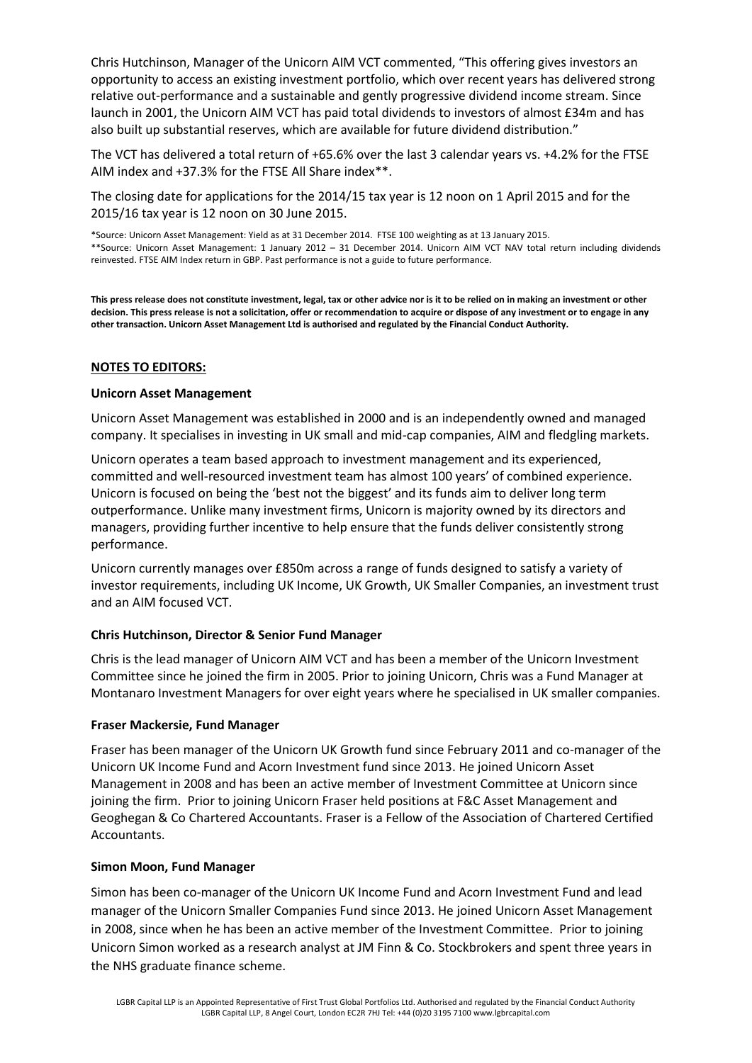Chris Hutchinson, Manager of the Unicorn AIM VCT commented, "This offering gives investors an opportunity to access an existing investment portfolio, which over recent years has delivered strong relative out-performance and a sustainable and gently progressive dividend income stream. Since launch in 2001, the Unicorn AIM VCT has paid total dividends to investors of almost £34m and has also built up substantial reserves, which are available for future dividend distribution."

The VCT has delivered a total return of +65.6% over the last 3 calendar years vs. +4.2% for the FTSE AIM index and +37.3% for the FTSE All Share index**.

The closing date for applications for the 2014/15 tax year is 12 noon on 1 April 2015 and for the 2015/16 tax year is 12 noon on 30 June 2015.

*Source: Unicorn Asset Management: Yield as at 31 December 2014. FTSE 100 weighting as at 13 January 2015.
**Source: Unicorn Asset Management: 1 January 2012 – 31 December 2014. Unicorn AIM VCT NAV total return including dividends reinvested. FTSE AIM Index return in GBP. Past performance is not a guide to future performance.

**This press release does not constitute investment, legal, tax or other advice nor is it to be relied on in making an investment or other decision. This press release is not a solicitation, offer or recommendation to acquire or dispose of any investment or to engage in any other transaction. Unicorn Asset Management Ltd is authorised and regulated by the Financial Conduct Authority.**

## NOTES TO EDITORS:

### Unicorn Asset Management

Unicorn Asset Management was established in 2000 and is an independently owned and managed company. It specialises in investing in UK small and mid-cap companies, AIM and fledgling markets.

Unicorn operates a team based approach to investment management and its experienced, committed and well-resourced investment team has almost 100 years' of combined experience. Unicorn is focused on being the 'best not the biggest' and its funds aim to deliver long term outperformance. Unlike many investment firms, Unicorn is majority owned by its directors and managers, providing further incentive to help ensure that the funds deliver consistently strong performance.

Unicorn currently manages over £850m across a range of funds designed to satisfy a variety of investor requirements, including UK Income, UK Growth, UK Smaller Companies, an investment trust and an AIM focused VCT.

### Chris Hutchinson, Director & Senior Fund Manager

Chris is the lead manager of Unicorn AIM VCT and has been a member of the Unicorn Investment Committee since he joined the firm in 2005. Prior to joining Unicorn, Chris was a Fund Manager at Montanaro Investment Managers for over eight years where he specialised in UK smaller companies.

### Fraser Mackersie, Fund Manager

Fraser has been manager of the Unicorn UK Growth fund since February 2011 and co-manager of the Unicorn UK Income Fund and Acorn Investment fund since 2013. He joined Unicorn Asset Management in 2008 and has been an active member of Investment Committee at Unicorn since joining the firm. Prior to joining Unicorn Fraser held positions at F&C Asset Management and Geoghegan & Co Chartered Accountants. Fraser is a Fellow of the Association of Chartered Certified Accountants.

### Simon Moon, Fund Manager

Simon has been co-manager of the Unicorn UK Income Fund and Acorn Investment Fund and lead manager of the Unicorn Smaller Companies Fund since 2013. He joined Unicorn Asset Management in 2008, since when he has been an active member of the Investment Committee. Prior to joining Unicorn Simon worked as a research analyst at JM Finn & Co. Stockbrokers and spent three years in the NHS graduate finance scheme.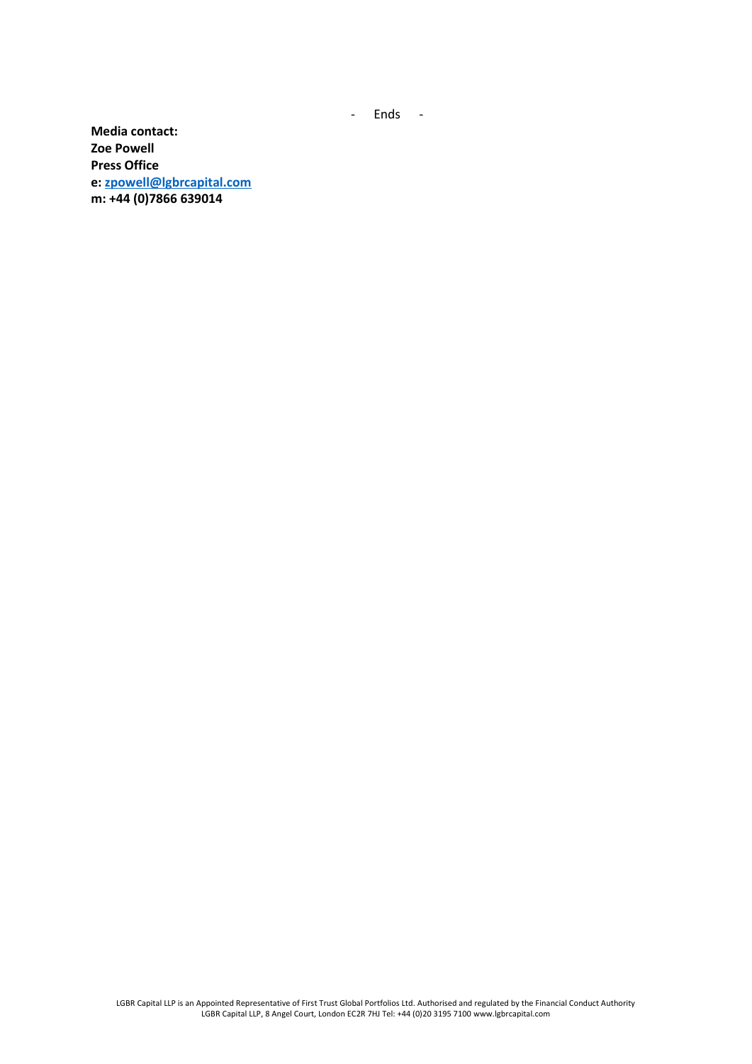- Ends -

**Media contact:**
**Zoe Powell**
**Press Office**
**e: zpowell@lgbrcapital.com**
**m: +44 (0)7866 639014**

LGBR Capital LLP is an Appointed Representative of First Trust Global Portfolios Ltd. Authorised and regulated by the Financial Conduct Authority
LGBR Capital LLP, 8 Angel Court, London EC2R 7HJ Tel: +44 (0)20 3195 7100 www.lgbrcapital.com